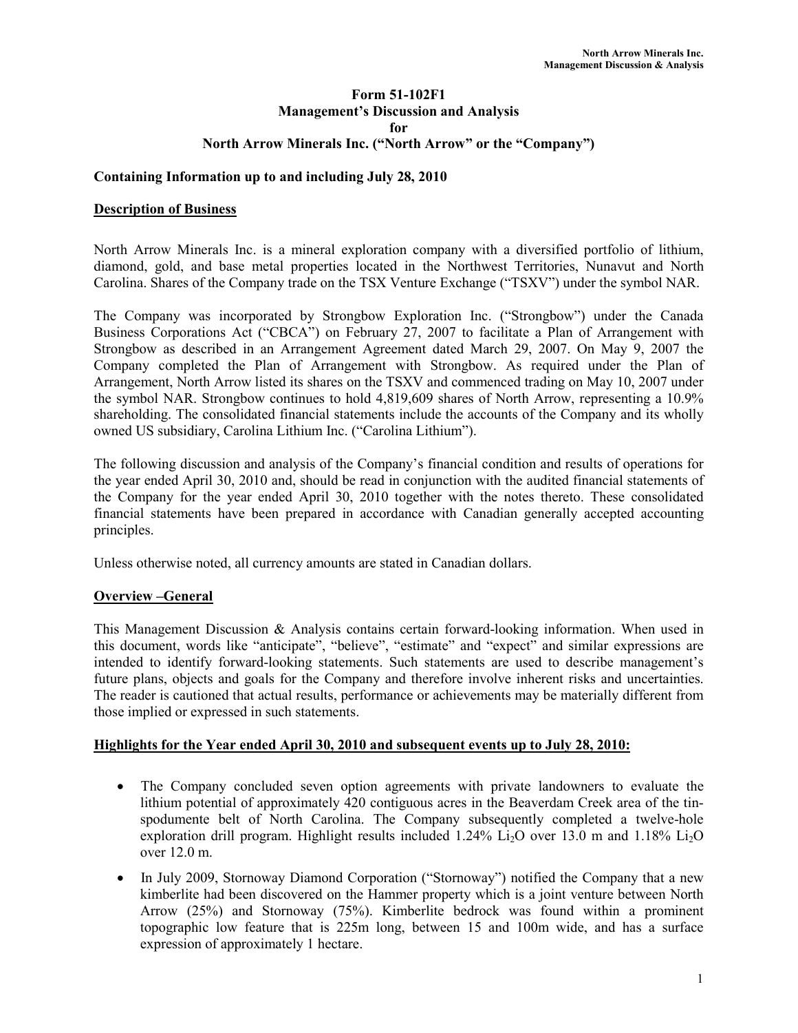# Form 51-102F1
# Management's Discussion and Analysis
# for
# North Arrow Minerals Inc. ("North Arrow" or the "Company")

**Containing Information up to and including July 28, 2010**

## Description of Business

North Arrow Minerals Inc. is a mineral exploration company with a diversified portfolio of lithium, diamond, gold, and base metal properties located in the Northwest Territories, Nunavut and North Carolina. Shares of the Company trade on the TSX Venture Exchange ("TSXV") under the symbol NAR.

The Company was incorporated by Strongbow Exploration Inc. ("Strongbow") under the Canada Business Corporations Act ("CBCA") on February 27, 2007 to facilitate a Plan of Arrangement with Strongbow as described in an Arrangement Agreement dated March 29, 2007. On May 9, 2007 the Company completed the Plan of Arrangement with Strongbow. As required under the Plan of Arrangement, North Arrow listed its shares on the TSXV and commenced trading on May 10, 2007 under the symbol NAR. Strongbow continues to hold 4,819,609 shares of North Arrow, representing a 10.9% shareholding. The consolidated financial statements include the accounts of the Company and its wholly owned US subsidiary, Carolina Lithium Inc. ("Carolina Lithium").

The following discussion and analysis of the Company's financial condition and results of operations for the year ended April 30, 2010 and, should be read in conjunction with the audited financial statements of the Company for the year ended April 30, 2010 together with the notes thereto. These consolidated financial statements have been prepared in accordance with Canadian generally accepted accounting principles.

Unless otherwise noted, all currency amounts are stated in Canadian dollars.

## Overview –General

This Management Discussion & Analysis contains certain forward-looking information. When used in this document, words like "anticipate", "believe", "estimate" and "expect" and similar expressions are intended to identify forward-looking statements. Such statements are used to describe management's future plans, objects and goals for the Company and therefore involve inherent risks and uncertainties. The reader is cautioned that actual results, performance or achievements may be materially different from those implied or expressed in such statements.

## Highlights for the Year ended April 30, 2010 and subsequent events up to July 28, 2010:

- The Company concluded seven option agreements with private landowners to evaluate the lithium potential of approximately 420 contiguous acres in the Beaverdam Creek area of the tin-spodumente belt of North Carolina. The Company subsequently completed a twelve-hole exploration drill program. Highlight results included 1.24% $Li_2O$ over 13.0 m and 1.18% $Li_2O$ over 12.0 m.
- In July 2009, Stornoway Diamond Corporation ("Stornoway") notified the Company that a new kimberlite had been discovered on the Hammer property which is a joint venture between North Arrow (25%) and Stornoway (75%). Kimberlite bedrock was found within a prominent topographic low feature that is 225m long, between 15 and 100m wide, and has a surface expression of approximately 1 hectare.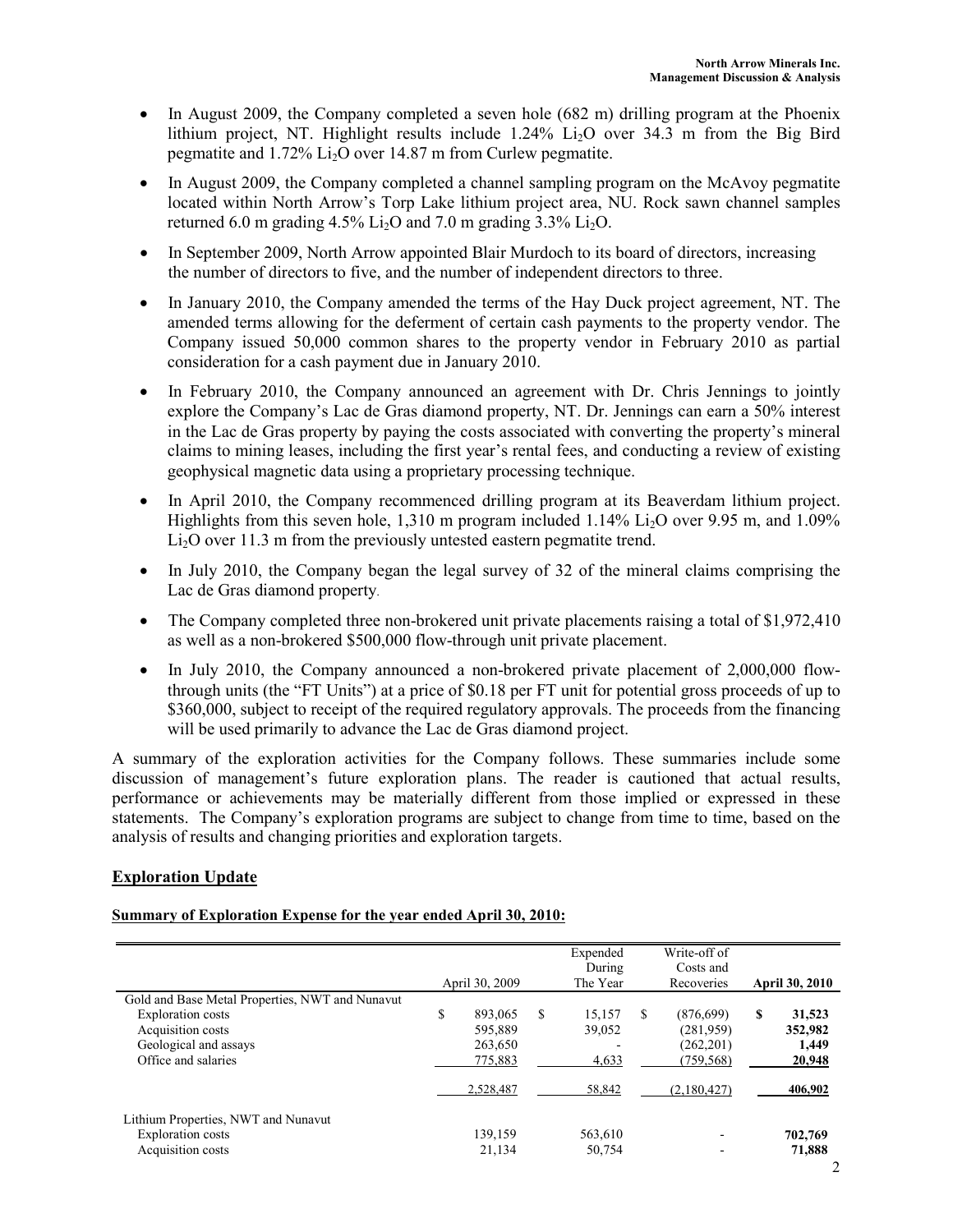- In August 2009, the Company completed a seven hole (682 m) drilling program at the Phoenix lithium project, NT. Highlight results include 1.24% $Li_2O$ over 34.3 m from the Big Bird pegmatite and 1.72% $Li_2O$ over 14.87 m from Curlew pegmatite.
- In August 2009, the Company completed a channel sampling program on the McAvoy pegmatite located within North Arrow's Torp Lake lithium project area, NU. Rock sawn channel samples returned 6.0 m grading 4.5% $Li_2O$ and 7.0 m grading 3.3% $Li_2O$.
- In September 2009, North Arrow appointed Blair Murdoch to its board of directors, increasing the number of directors to five, and the number of independent directors to three.
- In January 2010, the Company amended the terms of the Hay Duck project agreement, NT. The amended terms allowing for the deferment of certain cash payments to the property vendor. The Company issued 50,000 common shares to the property vendor in February 2010 as partial consideration for a cash payment due in January 2010.
- In February 2010, the Company announced an agreement with Dr. Chris Jennings to jointly explore the Company's Lac de Gras diamond property, NT. Dr. Jennings can earn a 50% interest in the Lac de Gras property by paying the costs associated with converting the property's mineral claims to mining leases, including the first year's rental fees, and conducting a review of existing geophysical magnetic data using a proprietary processing technique.
- In April 2010, the Company recommenced drilling program at its Beaverdam lithium project. Highlights from this seven hole, 1,310 m program included 1.14% $Li_2O$ over 9.95 m, and 1.09% $Li_2O$ over 11.3 m from the previously untested eastern pegmatite trend.
- In July 2010, the Company began the legal survey of 32 of the mineral claims comprising the Lac de Gras diamond property.
- The Company completed three non-brokered unit private placements raising a total of $1,972,410 as well as a non-brokered $500,000 flow-through unit private placement.
- In July 2010, the Company announced a non-brokered private placement of 2,000,000 flow-through units (the "FT Units") at a price of $0.18 per FT unit for potential gross proceeds of up to $360,000, subject to receipt of the required regulatory approvals. The proceeds from the financing will be used primarily to advance the Lac de Gras diamond project.

A summary of the exploration activities for the Company follows. These summaries include some discussion of management's future exploration plans. The reader is cautioned that actual results, performance or achievements may be materially different from those implied or expressed in these statements. The Company's exploration programs are subject to change from time to time, based on the analysis of results and changing priorities and exploration targets.

## Exploration Update

**Summary of Exploration Expense for the year ended April 30, 2010:**

| | April 30, 2009 | Expended During The Year | Write-off of Costs and Recoveries | **April 30, 2010** |
|---|---|---|---|---|
| Gold and Base Metal Properties, NWT and Nunavut | | | | |
| Exploration costs | $ 893,065 | $ 15,157 | $ (876,699) | **$ 31,523** |
| Acquisition costs | 595,889 | 39,052 | (281,959) | **352,982** |
| Geological and assays | 263,650 | - | (262,201) | **1,449** |
| Office and salaries | 775,883 | 4,633 | (759,568) | **20,948** |
| | 2,528,487 | 58,842 | (2,180,427) | **406,902** |
| Lithium Properties, NWT and Nunavut | | | | |
| Exploration costs | 139,159 | 563,610 | - | **702,769** |
| Acquisition costs | 21,134 | 50,754 | - | **71,888** |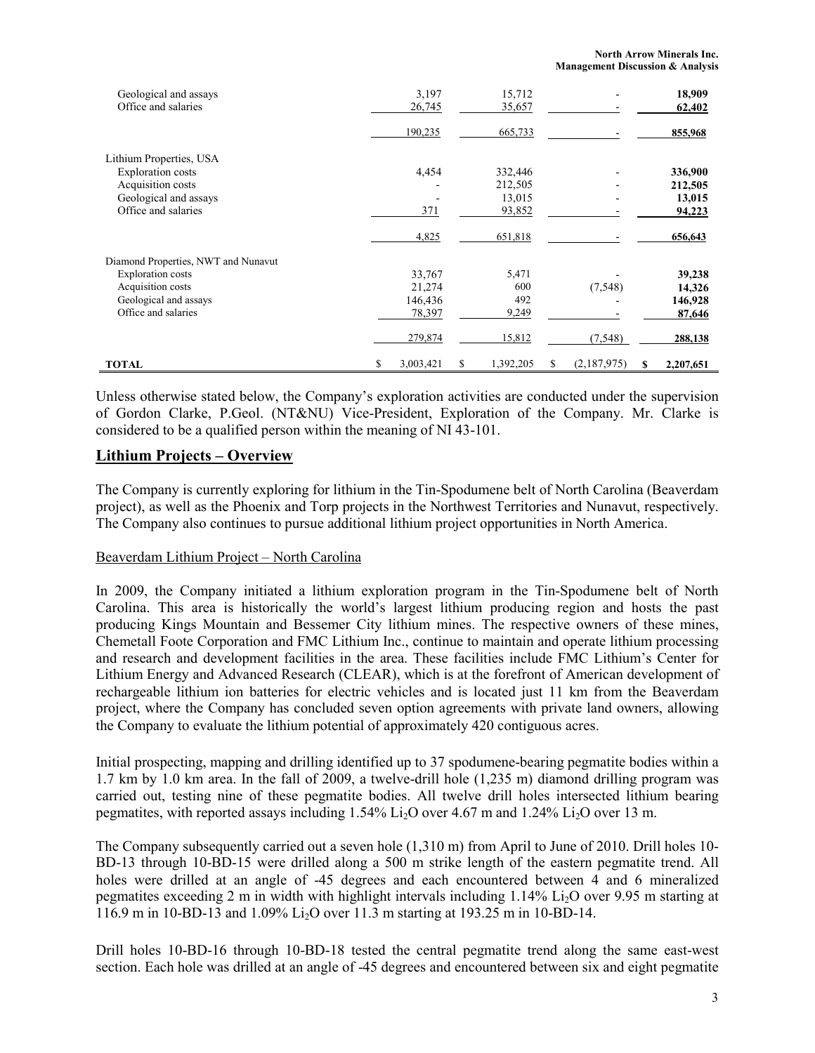| | | | | |
|---|---|---|---|---|
| Geological and assays | 3,197 | 15,712 | - | **18,909** |
| Office and salaries | 26,745 | 35,657 | - | **62,402** |
| | 190,235 | 665,733 | - | **855,968** |
| Lithium Properties, USA | | | | |
| Exploration costs | 4,454 | 332,446 | - | **336,900** |
| Acquisition costs | - | 212,505 | - | **212,505** |
| Geological and assays | - | 13,015 | - | **13,015** |
| Office and salaries | 371 | 93,852 | - | **94,223** |
| | 4,825 | 651,818 | - | **656,643** |
| Diamond Properties, NWT and Nunavut | | | | |
| Exploration costs | 33,767 | 5,471 | - | **39,238** |
| Acquisition costs | 21,274 | 600 | (7,548) | **14,326** |
| Geological and assays | 146,436 | 492 | - | **146,928** |
| Office and salaries | 78,397 | 9,249 | - | **87,646** |
| | 279,874 | 15,812 | (7,548) | **288,138** |
| **TOTAL** | $ 3,003,421 | $ 1,392,205 | $ (2,187,975) | **$ 2,207,651** |

Unless otherwise stated below, the Company's exploration activities are conducted under the supervision of Gordon Clarke, P.Geol. (NT&NU) Vice-President, Exploration of the Company. Mr. Clarke is considered to be a qualified person within the meaning of NI 43-101.

## Lithium Projects – Overview

The Company is currently exploring for lithium in the Tin-Spodumene belt of North Carolina (Beaverdam project), as well as the Phoenix and Torp projects in the Northwest Territories and Nunavut, respectively. The Company also continues to pursue additional lithium project opportunities in North America.

### Beaverdam Lithium Project – North Carolina

In 2009, the Company initiated a lithium exploration program in the Tin-Spodumene belt of North Carolina. This area is historically the world's largest lithium producing region and hosts the past producing Kings Mountain and Bessemer City lithium mines. The respective owners of these mines, Chemetall Foote Corporation and FMC Lithium Inc., continue to maintain and operate lithium processing and research and development facilities in the area. These facilities include FMC Lithium's Center for Lithium Energy and Advanced Research (CLEAR), which is at the forefront of American development of rechargeable lithium ion batteries for electric vehicles and is located just 11 km from the Beaverdam project, where the Company has concluded seven option agreements with private land owners, allowing the Company to evaluate the lithium potential of approximately 420 contiguous acres.

Initial prospecting, mapping and drilling identified up to 37 spodumene-bearing pegmatite bodies within a 1.7 km by 1.0 km area. In the fall of 2009, a twelve-drill hole (1,235 m) diamond drilling program was carried out, testing nine of these pegmatite bodies. All twelve drill holes intersected lithium bearing pegmatites, with reported assays including 1.54% $Li_2O$ over 4.67 m and 1.24% $Li_2O$ over 13 m.

The Company subsequently carried out a seven hole (1,310 m) from April to June of 2010. Drill holes 10-BD-13 through 10-BD-15 were drilled along a 500 m strike length of the eastern pegmatite trend. All holes were drilled at an angle of -45 degrees and each encountered between 4 and 6 mineralized pegmatites exceeding 2 m in width with highlight intervals including 1.14% $Li_2O$ over 9.95 m starting at 116.9 m in 10-BD-13 and 1.09% $Li_2O$ over 11.3 m starting at 193.25 m in 10-BD-14.

Drill holes 10-BD-16 through 10-BD-18 tested the central pegmatite trend along the same east-west section. Each hole was drilled at an angle of -45 degrees and encountered between six and eight pegmatite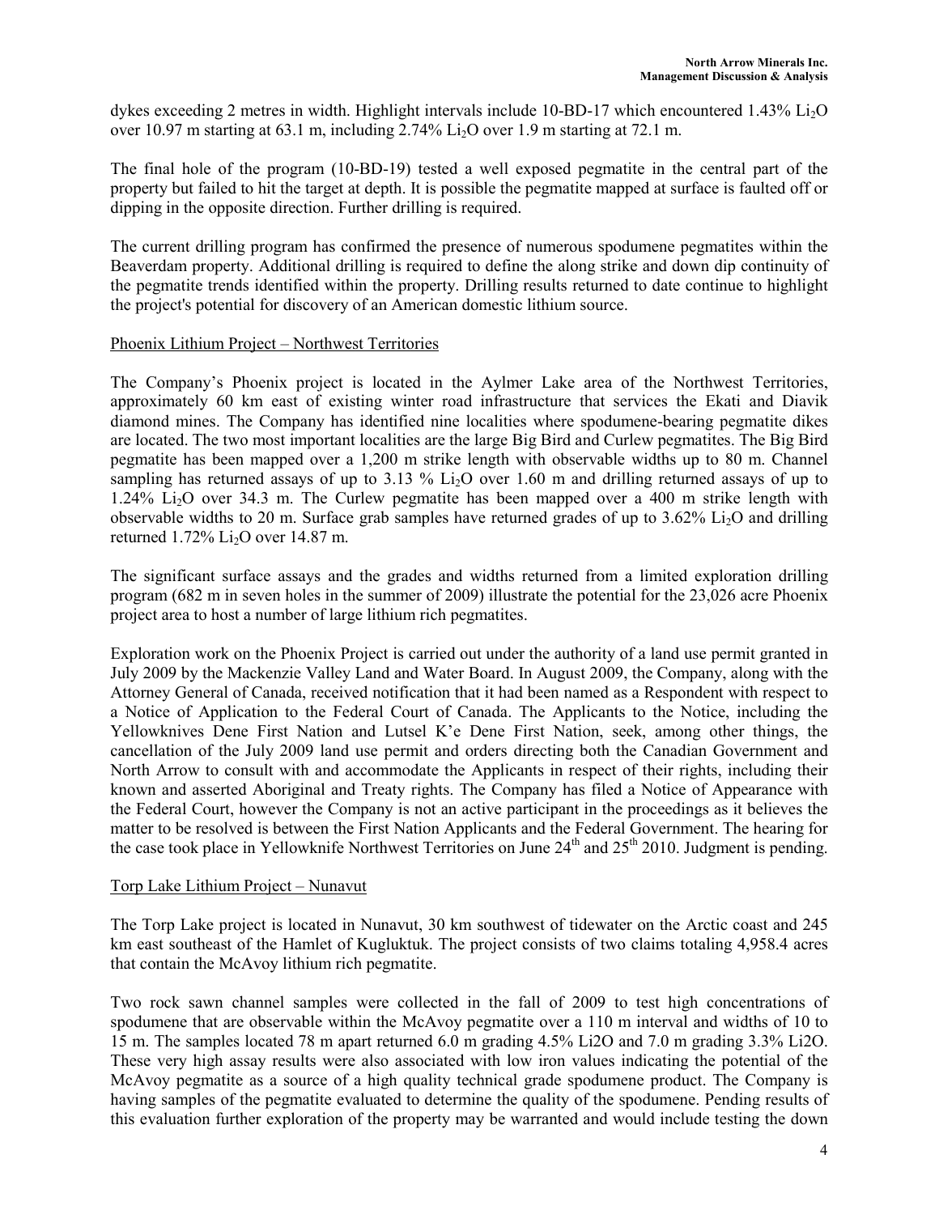dykes exceeding 2 metres in width. Highlight intervals include 10-BD-17 which encountered 1.43% $Li_2O$ over 10.97 m starting at 63.1 m, including 2.74% $Li_2O$ over 1.9 m starting at 72.1 m.

The final hole of the program (10-BD-19) tested a well exposed pegmatite in the central part of the property but failed to hit the target at depth. It is possible the pegmatite mapped at surface is faulted off or dipping in the opposite direction. Further drilling is required.

The current drilling program has confirmed the presence of numerous spodumene pegmatites within the Beaverdam property. Additional drilling is required to define the along strike and down dip continuity of the pegmatite trends identified within the property. Drilling results returned to date continue to highlight the project's potential for discovery of an American domestic lithium source.

<u>Phoenix Lithium Project – Northwest Territories</u>

The Company's Phoenix project is located in the Aylmer Lake area of the Northwest Territories, approximately 60 km east of existing winter road infrastructure that services the Ekati and Diavik diamond mines. The Company has identified nine localities where spodumene-bearing pegmatite dikes are located. The two most important localities are the large Big Bird and Curlew pegmatites. The Big Bird pegmatite has been mapped over a 1,200 m strike length with observable widths up to 80 m. Channel sampling has returned assays of up to 3.13 % $Li_2O$ over 1.60 m and drilling returned assays of up to 1.24% $Li_2O$ over 34.3 m. The Curlew pegmatite has been mapped over a 400 m strike length with observable widths to 20 m. Surface grab samples have returned grades of up to 3.62% $Li_2O$ and drilling returned 1.72% $Li_2O$ over 14.87 m.

The significant surface assays and the grades and widths returned from a limited exploration drilling program (682 m in seven holes in the summer of 2009) illustrate the potential for the 23,026 acre Phoenix project area to host a number of large lithium rich pegmatites.

Exploration work on the Phoenix Project is carried out under the authority of a land use permit granted in July 2009 by the Mackenzie Valley Land and Water Board. In August 2009, the Company, along with the Attorney General of Canada, received notification that it had been named as a Respondent with respect to a Notice of Application to the Federal Court of Canada. The Applicants to the Notice, including the Yellowknives Dene First Nation and Lutsel K'e Dene First Nation, seek, among other things, the cancellation of the July 2009 land use permit and orders directing both the Canadian Government and North Arrow to consult with and accommodate the Applicants in respect of their rights, including their known and asserted Aboriginal and Treaty rights. The Company has filed a Notice of Appearance with the Federal Court, however the Company is not an active participant in the proceedings as it believes the matter to be resolved is between the First Nation Applicants and the Federal Government. The hearing for the case took place in Yellowknife Northwest Territories on June 24th and 25th 2010. Judgment is pending.

<u>Torp Lake Lithium Project – Nunavut</u>

The Torp Lake project is located in Nunavut, 30 km southwest of tidewater on the Arctic coast and 245 km east southeast of the Hamlet of Kugluktuk. The project consists of two claims totaling 4,958.4 acres that contain the McAvoy lithium rich pegmatite.

Two rock sawn channel samples were collected in the fall of 2009 to test high concentrations of spodumene that are observable within the McAvoy pegmatite over a 110 m interval and widths of 10 to 15 m. The samples located 78 m apart returned 6.0 m grading 4.5% $Li_2O$ and 7.0 m grading 3.3% $Li_2O$. These very high assay results were also associated with low iron values indicating the potential of the McAvoy pegmatite as a source of a high quality technical grade spodumene product. The Company is having samples of the pegmatite evaluated to determine the quality of the spodumene. Pending results of this evaluation further exploration of the property may be warranted and would include testing the down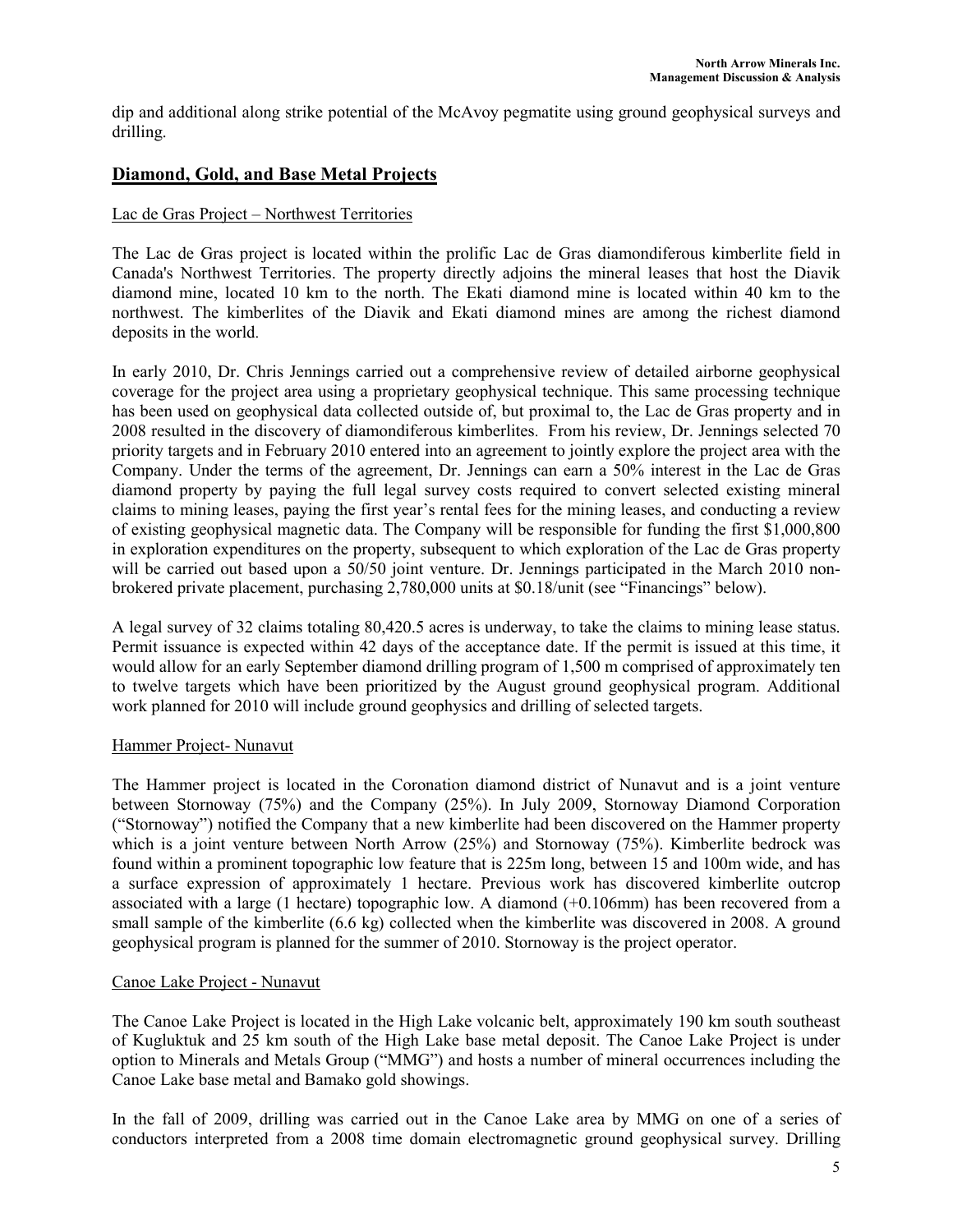dip and additional along strike potential of the McAvoy pegmatite using ground geophysical surveys and drilling.

## Diamond, Gold, and Base Metal Projects

### Lac de Gras Project – Northwest Territories

The Lac de Gras project is located within the prolific Lac de Gras diamondiferous kimberlite field in Canada's Northwest Territories. The property directly adjoins the mineral leases that host the Diavik diamond mine, located 10 km to the north. The Ekati diamond mine is located within 40 km to the northwest. The kimberlites of the Diavik and Ekati diamond mines are among the richest diamond deposits in the world.

In early 2010, Dr. Chris Jennings carried out a comprehensive review of detailed airborne geophysical coverage for the project area using a proprietary geophysical technique. This same processing technique has been used on geophysical data collected outside of, but proximal to, the Lac de Gras property and in 2008 resulted in the discovery of diamondiferous kimberlites. From his review, Dr. Jennings selected 70 priority targets and in February 2010 entered into an agreement to jointly explore the project area with the Company. Under the terms of the agreement, Dr. Jennings can earn a 50% interest in the Lac de Gras diamond property by paying the full legal survey costs required to convert selected existing mineral claims to mining leases, paying the first year's rental fees for the mining leases, and conducting a review of existing geophysical magnetic data. The Company will be responsible for funding the first $1,000,800 in exploration expenditures on the property, subsequent to which exploration of the Lac de Gras property will be carried out based upon a 50/50 joint venture. Dr. Jennings participated in the March 2010 non-brokered private placement, purchasing 2,780,000 units at $0.18/unit (see "Financings" below).

A legal survey of 32 claims totaling 80,420.5 acres is underway, to take the claims to mining lease status. Permit issuance is expected within 42 days of the acceptance date. If the permit is issued at this time, it would allow for an early September diamond drilling program of 1,500 m comprised of approximately ten to twelve targets which have been prioritized by the August ground geophysical program. Additional work planned for 2010 will include ground geophysics and drilling of selected targets.

### Hammer Project- Nunavut

The Hammer project is located in the Coronation diamond district of Nunavut and is a joint venture between Stornoway (75%) and the Company (25%). In July 2009, Stornoway Diamond Corporation ("Stornoway") notified the Company that a new kimberlite had been discovered on the Hammer property which is a joint venture between North Arrow (25%) and Stornoway (75%). Kimberlite bedrock was found within a prominent topographic low feature that is 225m long, between 15 and 100m wide, and has a surface expression of approximately 1 hectare. Previous work has discovered kimberlite outcrop associated with a large (1 hectare) topographic low. A diamond (+0.106mm) has been recovered from a small sample of the kimberlite (6.6 kg) collected when the kimberlite was discovered in 2008. A ground geophysical program is planned for the summer of 2010. Stornoway is the project operator.

### Canoe Lake Project - Nunavut

The Canoe Lake Project is located in the High Lake volcanic belt, approximately 190 km south southeast of Kugluktuk and 25 km south of the High Lake base metal deposit. The Canoe Lake Project is under option to Minerals and Metals Group ("MMG") and hosts a number of mineral occurrences including the Canoe Lake base metal and Bamako gold showings.

In the fall of 2009, drilling was carried out in the Canoe Lake area by MMG on one of a series of conductors interpreted from a 2008 time domain electromagnetic ground geophysical survey. Drilling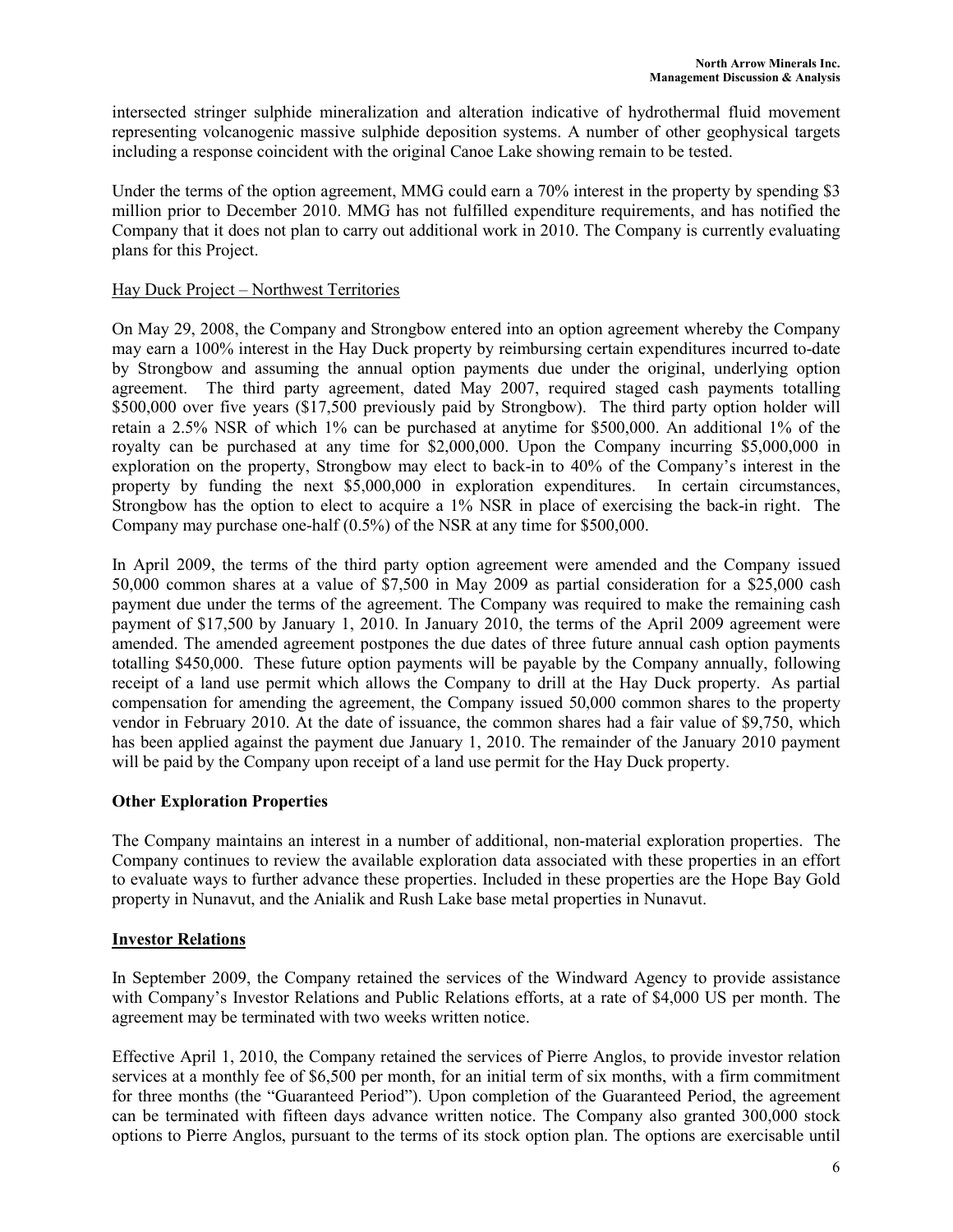intersected stringer sulphide mineralization and alteration indicative of hydrothermal fluid movement representing volcanogenic massive sulphide deposition systems. A number of other geophysical targets including a response coincident with the original Canoe Lake showing remain to be tested.

Under the terms of the option agreement, MMG could earn a 70% interest in the property by spending $3 million prior to December 2010. MMG has not fulfilled expenditure requirements, and has notified the Company that it does not plan to carry out additional work in 2010. The Company is currently evaluating plans for this Project.

Hay Duck Project – Northwest Territories

On May 29, 2008, the Company and Strongbow entered into an option agreement whereby the Company may earn a 100% interest in the Hay Duck property by reimbursing certain expenditures incurred to-date by Strongbow and assuming the annual option payments due under the original, underlying option agreement. The third party agreement, dated May 2007, required staged cash payments totalling $500,000 over five years ($17,500 previously paid by Strongbow). The third party option holder will retain a 2.5% NSR of which 1% can be purchased at anytime for $500,000. An additional 1% of the royalty can be purchased at any time for $2,000,000. Upon the Company incurring $5,000,000 in exploration on the property, Strongbow may elect to back-in to 40% of the Company's interest in the property by funding the next $5,000,000 in exploration expenditures. In certain circumstances, Strongbow has the option to elect to acquire a 1% NSR in place of exercising the back-in right. The Company may purchase one-half (0.5%) of the NSR at any time for $500,000.

In April 2009, the terms of the third party option agreement were amended and the Company issued 50,000 common shares at a value of $7,500 in May 2009 as partial consideration for a $25,000 cash payment due under the terms of the agreement. The Company was required to make the remaining cash payment of $17,500 by January 1, 2010. In January 2010, the terms of the April 2009 agreement were amended. The amended agreement postpones the due dates of three future annual cash option payments totalling $450,000. These future option payments will be payable by the Company annually, following receipt of a land use permit which allows the Company to drill at the Hay Duck property. As partial compensation for amending the agreement, the Company issued 50,000 common shares to the property vendor in February 2010. At the date of issuance, the common shares had a fair value of $9,750, which has been applied against the payment due January 1, 2010. The remainder of the January 2010 payment will be paid by the Company upon receipt of a land use permit for the Hay Duck property.

## Other Exploration Properties

The Company maintains an interest in a number of additional, non-material exploration properties. The Company continues to review the available exploration data associated with these properties in an effort to evaluate ways to further advance these properties. Included in these properties are the Hope Bay Gold property in Nunavut, and the Anialik and Rush Lake base metal properties in Nunavut.

## Investor Relations

In September 2009, the Company retained the services of the Windward Agency to provide assistance with Company's Investor Relations and Public Relations efforts, at a rate of $4,000 US per month. The agreement may be terminated with two weeks written notice.

Effective April 1, 2010, the Company retained the services of Pierre Anglos, to provide investor relation services at a monthly fee of $6,500 per month, for an initial term of six months, with a firm commitment for three months (the "Guaranteed Period"). Upon completion of the Guaranteed Period, the agreement can be terminated with fifteen days advance written notice. The Company also granted 300,000 stock options to Pierre Anglos, pursuant to the terms of its stock option plan. The options are exercisable until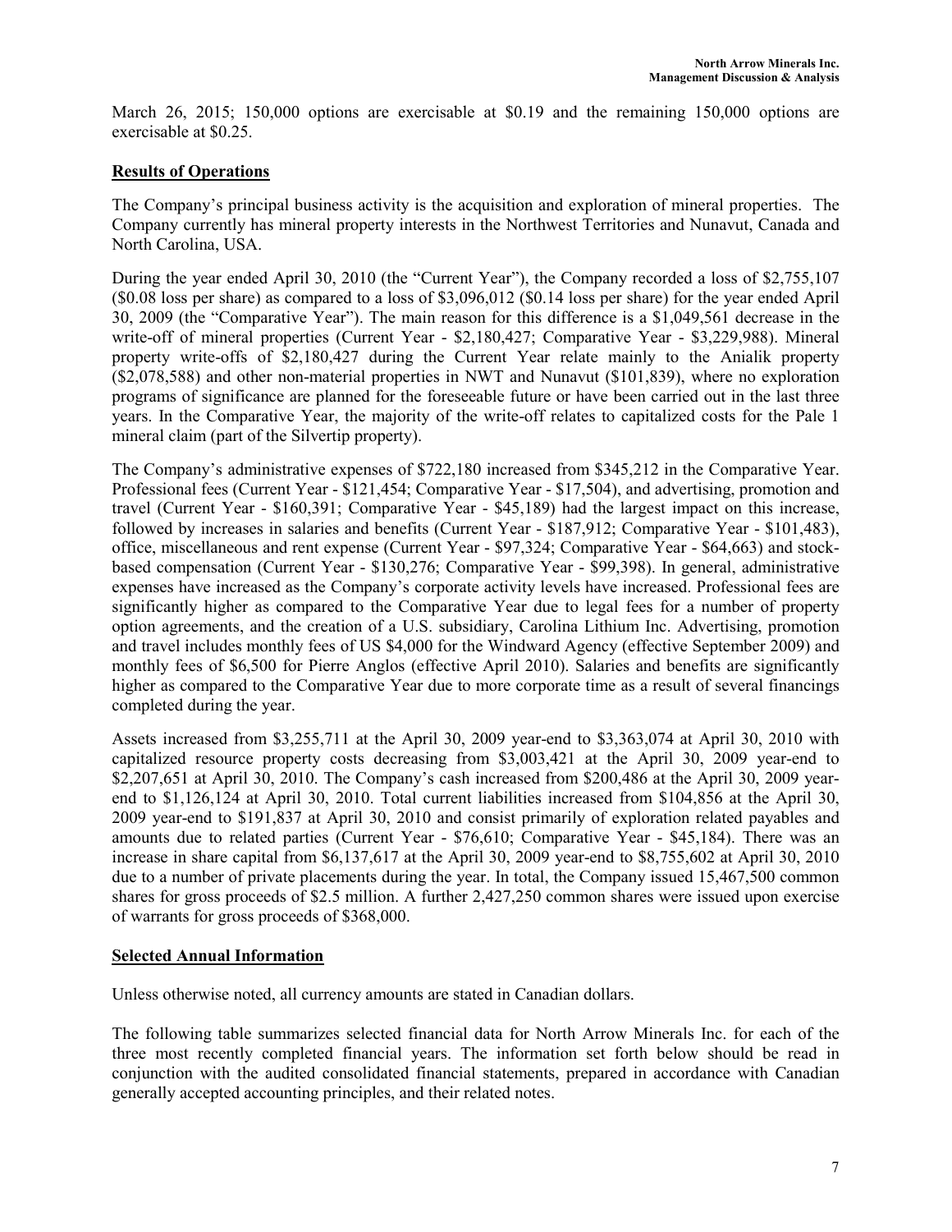March 26, 2015; 150,000 options are exercisable at $0.19 and the remaining 150,000 options are exercisable at $0.25.

## Results of Operations

The Company's principal business activity is the acquisition and exploration of mineral properties. The Company currently has mineral property interests in the Northwest Territories and Nunavut, Canada and North Carolina, USA.

During the year ended April 30, 2010 (the "Current Year"), the Company recorded a loss of $2,755,107 ($0.08 loss per share) as compared to a loss of $3,096,012 ($0.14 loss per share) for the year ended April 30, 2009 (the "Comparative Year"). The main reason for this difference is a $1,049,561 decrease in the write-off of mineral properties (Current Year - $2,180,427; Comparative Year - $3,229,988). Mineral property write-offs of $2,180,427 during the Current Year relate mainly to the Anialik property ($2,078,588) and other non-material properties in NWT and Nunavut ($101,839), where no exploration programs of significance are planned for the foreseeable future or have been carried out in the last three years. In the Comparative Year, the majority of the write-off relates to capitalized costs for the Pale 1 mineral claim (part of the Silvertip property).

The Company's administrative expenses of $722,180 increased from $345,212 in the Comparative Year. Professional fees (Current Year - $121,454; Comparative Year - $17,504), and advertising, promotion and travel (Current Year - $160,391; Comparative Year - $45,189) had the largest impact on this increase, followed by increases in salaries and benefits (Current Year - $187,912; Comparative Year - $101,483), office, miscellaneous and rent expense (Current Year - $97,324; Comparative Year - $64,663) and stock-based compensation (Current Year - $130,276; Comparative Year - $99,398). In general, administrative expenses have increased as the Company's corporate activity levels have increased. Professional fees are significantly higher as compared to the Comparative Year due to legal fees for a number of property option agreements, and the creation of a U.S. subsidiary, Carolina Lithium Inc. Advertising, promotion and travel includes monthly fees of US $4,000 for the Windward Agency (effective September 2009) and monthly fees of $6,500 for Pierre Anglos (effective April 2010). Salaries and benefits are significantly higher as compared to the Comparative Year due to more corporate time as a result of several financings completed during the year.

Assets increased from $3,255,711 at the April 30, 2009 year-end to $3,363,074 at April 30, 2010 with capitalized resource property costs decreasing from $3,003,421 at the April 30, 2009 year-end to $2,207,651 at April 30, 2010. The Company's cash increased from $200,486 at the April 30, 2009 year-end to $1,126,124 at April 30, 2010. Total current liabilities increased from $104,856 at the April 30, 2009 year-end to $191,837 at April 30, 2010 and consist primarily of exploration related payables and amounts due to related parties (Current Year - $76,610; Comparative Year - $45,184). There was an increase in share capital from $6,137,617 at the April 30, 2009 year-end to $8,755,602 at April 30, 2010 due to a number of private placements during the year. In total, the Company issued 15,467,500 common shares for gross proceeds of $2.5 million. A further 2,427,250 common shares were issued upon exercise of warrants for gross proceeds of $368,000.

## Selected Annual Information

Unless otherwise noted, all currency amounts are stated in Canadian dollars.

The following table summarizes selected financial data for North Arrow Minerals Inc. for each of the three most recently completed financial years. The information set forth below should be read in conjunction with the audited consolidated financial statements, prepared in accordance with Canadian generally accepted accounting principles, and their related notes.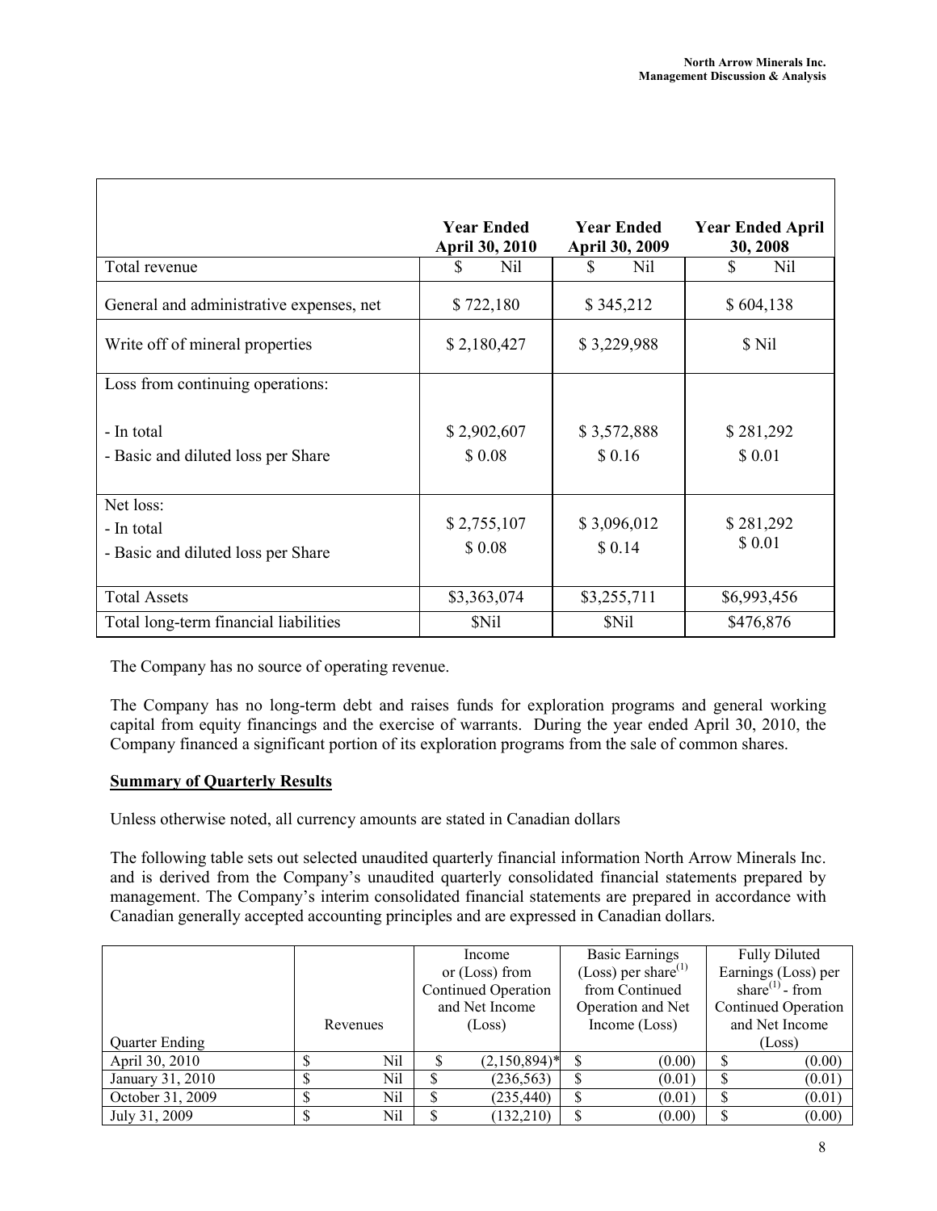| | Year Ended April 30, 2010 | Year Ended April 30, 2009 | Year Ended April 30, 2008 |
|---|---|---|---|
| Total revenue | $ Nil | $ Nil | $ Nil |
| General and administrative expenses, net | $ 722,180 | $ 345,212 | $ 604,138 |
| Write off of mineral properties | $ 2,180,427 | $ 3,229,988 | $ Nil |
| Loss from continuing operations: | | | |
| - In total | $ 2,902,607 | $ 3,572,888 | $ 281,292 |
| - Basic and diluted loss per Share | $ 0.08 | $ 0.16 | $ 0.01 |
| Net loss: | | | |
| - In total | $ 2,755,107 | $ 3,096,012 | $ 281,292 |
| - Basic and diluted loss per Share | $ 0.08 | $ 0.14 | $ 0.01 |
| Total Assets | $3,363,074 | $3,255,711 | $6,993,456 |
| Total long-term financial liabilities | $Nil | $Nil | $476,876 |

The Company has no source of operating revenue.

The Company has no long-term debt and raises funds for exploration programs and general working capital from equity financings and the exercise of warrants. During the year ended April 30, 2010, the Company financed a significant portion of its exploration programs from the sale of common shares.

## **Summary of Quarterly Results**

Unless otherwise noted, all currency amounts are stated in Canadian dollars

The following table sets out selected unaudited quarterly financial information North Arrow Minerals Inc. and is derived from the Company's unaudited quarterly consolidated financial statements prepared by management. The Company's interim consolidated financial statements are prepared in accordance with Canadian generally accepted accounting principles and are expressed in Canadian dollars.

| Quarter Ending | Revenues | Income or (Loss) from Continued Operation and Net Income (Loss) | Basic Earnings (Loss) per share[(1)] from Continued Operation and Net Income (Loss) | Fully Diluted Earnings (Loss) per share[(1)] - from Continued Operation and Net Income (Loss) |
|---|---|---|---|---|
| April 30, 2010 | $ Nil | $ (2,150,894)* | $ (0.00) | $ (0.00) |
| January 31, 2010 | $ Nil | $ (236,563) | $ (0.01) | $ (0.01) |
| October 31, 2009 | $ Nil | $ (235,440) | $ (0.01) | $ (0.01) |
| July 31, 2009 | $ Nil | $ (132,210) | $ (0.00) | $ (0.00) |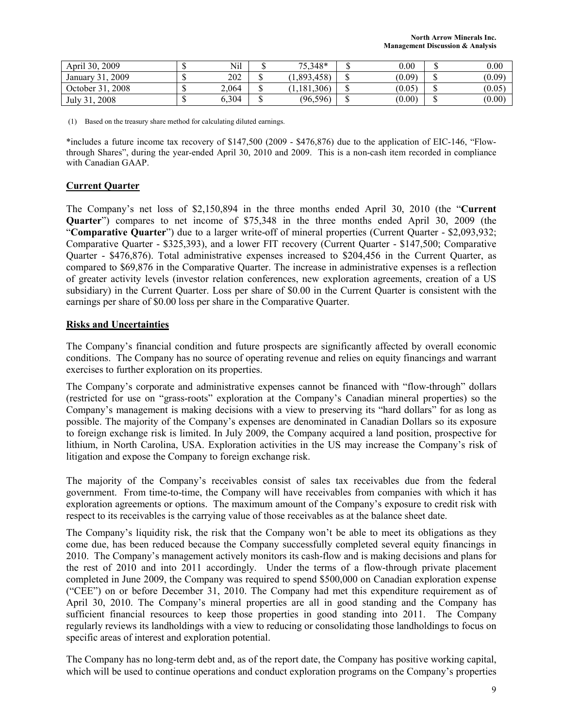| April 30, 2009 | $ | Nil | $ | 75,348* | $ | 0.00 | $ | 0.00 |
|---|---|---|---|---|---|---|---|---|
| January 31, 2009 | $ | 202 | $ | (1,893,458) | $ | (0.09) | $ | (0.09) |
| October 31, 2008 | $ | 2,064 | $ | (1,181,306) | $ | (0.05) | $ | (0.05) |
| July 31, 2008 | $ | 6,304 | $ | (96,596) | $ | (0.00) | $ | (0.00) |

(1) Based on the treasury share method for calculating diluted earnings.

*includes a future income tax recovery of $147,500 (2009 - $476,876) due to the application of EIC-146, "Flow-through Shares", during the year-ended April 30, 2010 and 2009. This is a non-cash item recorded in compliance with Canadian GAAP.

## Current Quarter

The Company's net loss of $2,150,894 in the three months ended April 30, 2010 (the "**Current Quarter**") compares to net income of $75,348 in the three months ended April 30, 2009 (the "**Comparative Quarter**") due to a larger write-off of mineral properties (Current Quarter - $2,093,932; Comparative Quarter - $325,393), and a lower FIT recovery (Current Quarter - $147,500; Comparative Quarter - $476,876). Total administrative expenses increased to $204,456 in the Current Quarter, as compared to $69,876 in the Comparative Quarter. The increase in administrative expenses is a reflection of greater activity levels (investor relation conferences, new exploration agreements, creation of a US subsidiary) in the Current Quarter. Loss per share of $0.00 in the Current Quarter is consistent with the earnings per share of $0.00 loss per share in the Comparative Quarter.

## Risks and Uncertainties

The Company's financial condition and future prospects are significantly affected by overall economic conditions. The Company has no source of operating revenue and relies on equity financings and warrant exercises to further exploration on its properties.

The Company's corporate and administrative expenses cannot be financed with "flow-through" dollars (restricted for use on "grass-roots" exploration at the Company's Canadian mineral properties) so the Company's management is making decisions with a view to preserving its "hard dollars" for as long as possible. The majority of the Company's expenses are denominated in Canadian Dollars so its exposure to foreign exchange risk is limited. In July 2009, the Company acquired a land position, prospective for lithium, in North Carolina, USA. Exploration activities in the US may increase the Company's risk of litigation and expose the Company to foreign exchange risk.

The majority of the Company's receivables consist of sales tax receivables due from the federal government. From time-to-time, the Company will have receivables from companies with which it has exploration agreements or options. The maximum amount of the Company's exposure to credit risk with respect to its receivables is the carrying value of those receivables as at the balance sheet date.

The Company's liquidity risk, the risk that the Company won't be able to meet its obligations as they come due, has been reduced because the Company successfully completed several equity financings in 2010. The Company's management actively monitors its cash-flow and is making decisions and plans for the rest of 2010 and into 2011 accordingly. Under the terms of a flow-through private placement completed in June 2009, the Company was required to spend $500,000 on Canadian exploration expense ("CEE") on or before December 31, 2010. The Company had met this expenditure requirement as of April 30, 2010. The Company's mineral properties are all in good standing and the Company has sufficient financial resources to keep those properties in good standing into 2011. The Company regularly reviews its landholdings with a view to reducing or consolidating those landholdings to focus on specific areas of interest and exploration potential.

The Company has no long-term debt and, as of the report date, the Company has positive working capital, which will be used to continue operations and conduct exploration programs on the Company's properties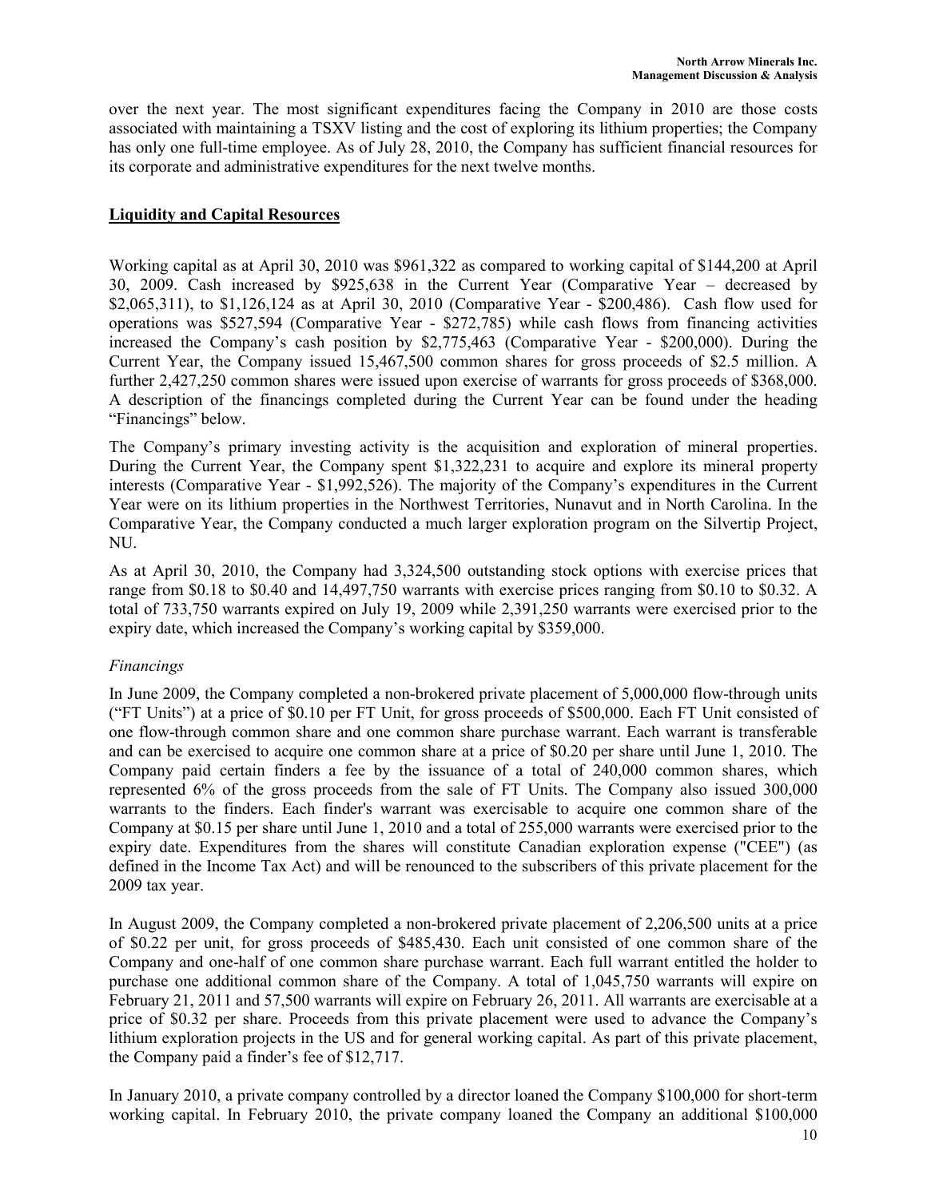over the next year. The most significant expenditures facing the Company in 2010 are those costs associated with maintaining a TSXV listing and the cost of exploring its lithium properties; the Company has only one full-time employee. As of July 28, 2010, the Company has sufficient financial resources for its corporate and administrative expenditures for the next twelve months.

## Liquidity and Capital Resources

Working capital as at April 30, 2010 was $961,322 as compared to working capital of $144,200 at April 30, 2009. Cash increased by $925,638 in the Current Year (Comparative Year – decreased by $2,065,311), to $1,126,124 as at April 30, 2010 (Comparative Year - $200,486). Cash flow used for operations was $527,594 (Comparative Year - $272,785) while cash flows from financing activities increased the Company's cash position by $2,775,463 (Comparative Year - $200,000). During the Current Year, the Company issued 15,467,500 common shares for gross proceeds of $2.5 million. A further 2,427,250 common shares were issued upon exercise of warrants for gross proceeds of $368,000. A description of the financings completed during the Current Year can be found under the heading "Financings" below.

The Company's primary investing activity is the acquisition and exploration of mineral properties. During the Current Year, the Company spent $1,322,231 to acquire and explore its mineral property interests (Comparative Year - $1,992,526). The majority of the Company's expenditures in the Current Year were on its lithium properties in the Northwest Territories, Nunavut and in North Carolina. In the Comparative Year, the Company conducted a much larger exploration program on the Silvertip Project, NU.

As at April 30, 2010, the Company had 3,324,500 outstanding stock options with exercise prices that range from $0.18 to $0.40 and 14,497,750 warrants with exercise prices ranging from $0.10 to $0.32. A total of 733,750 warrants expired on July 19, 2009 while 2,391,250 warrants were exercised prior to the expiry date, which increased the Company's working capital by $359,000.

### *Financings*

In June 2009, the Company completed a non-brokered private placement of 5,000,000 flow-through units ("FT Units") at a price of $0.10 per FT Unit, for gross proceeds of $500,000. Each FT Unit consisted of one flow-through common share and one common share purchase warrant. Each warrant is transferable and can be exercised to acquire one common share at a price of $0.20 per share until June 1, 2010. The Company paid certain finders a fee by the issuance of a total of 240,000 common shares, which represented 6% of the gross proceeds from the sale of FT Units. The Company also issued 300,000 warrants to the finders. Each finder's warrant was exercisable to acquire one common share of the Company at $0.15 per share until June 1, 2010 and a total of 255,000 warrants were exercised prior to the expiry date. Expenditures from the shares will constitute Canadian exploration expense ("CEE") (as defined in the Income Tax Act) and will be renounced to the subscribers of this private placement for the 2009 tax year.

In August 2009, the Company completed a non-brokered private placement of 2,206,500 units at a price of $0.22 per unit, for gross proceeds of $485,430. Each unit consisted of one common share of the Company and one-half of one common share purchase warrant. Each full warrant entitled the holder to purchase one additional common share of the Company. A total of 1,045,750 warrants will expire on February 21, 2011 and 57,500 warrants will expire on February 26, 2011. All warrants are exercisable at a price of $0.32 per share. Proceeds from this private placement were used to advance the Company's lithium exploration projects in the US and for general working capital. As part of this private placement, the Company paid a finder's fee of $12,717.

In January 2010, a private company controlled by a director loaned the Company $100,000 for short-term working capital. In February 2010, the private company loaned the Company an additional $100,000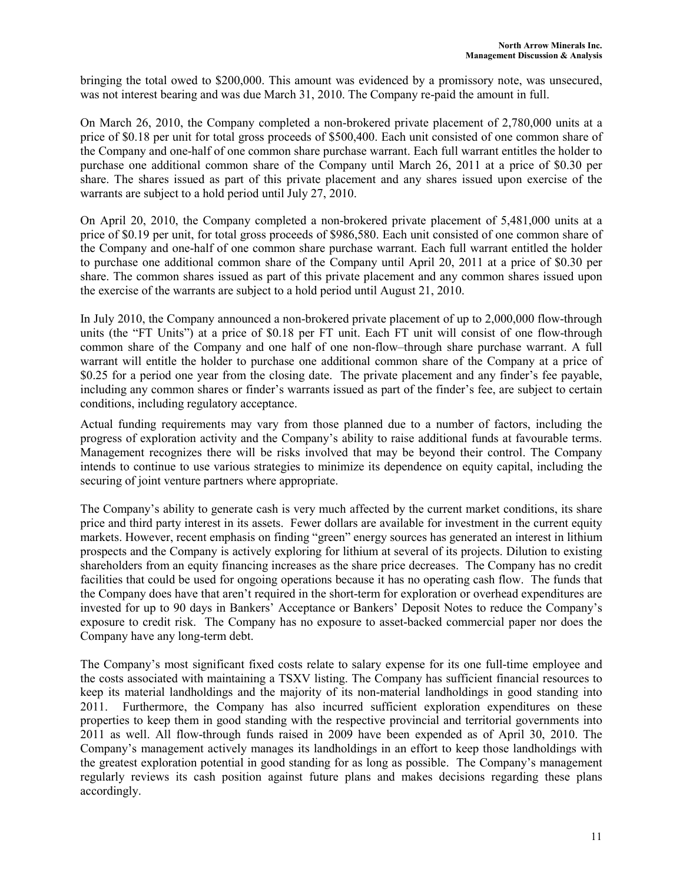bringing the total owed to $200,000. This amount was evidenced by a promissory note, was unsecured, was not interest bearing and was due March 31, 2010. The Company re-paid the amount in full.

On March 26, 2010, the Company completed a non-brokered private placement of 2,780,000 units at a price of $0.18 per unit for total gross proceeds of $500,400. Each unit consisted of one common share of the Company and one-half of one common share purchase warrant. Each full warrant entitles the holder to purchase one additional common share of the Company until March 26, 2011 at a price of $0.30 per share. The shares issued as part of this private placement and any shares issued upon exercise of the warrants are subject to a hold period until July 27, 2010.

On April 20, 2010, the Company completed a non-brokered private placement of 5,481,000 units at a price of $0.19 per unit, for total gross proceeds of $986,580. Each unit consisted of one common share of the Company and one-half of one common share purchase warrant. Each full warrant entitled the holder to purchase one additional common share of the Company until April 20, 2011 at a price of $0.30 per share. The common shares issued as part of this private placement and any common shares issued upon the exercise of the warrants are subject to a hold period until August 21, 2010.

In July 2010, the Company announced a non-brokered private placement of up to 2,000,000 flow-through units (the "FT Units") at a price of $0.18 per FT unit. Each FT unit will consist of one flow-through common share of the Company and one half of one non-flow–through share purchase warrant. A full warrant will entitle the holder to purchase one additional common share of the Company at a price of $0.25 for a period one year from the closing date. The private placement and any finder's fee payable, including any common shares or finder's warrants issued as part of the finder's fee, are subject to certain conditions, including regulatory acceptance.

Actual funding requirements may vary from those planned due to a number of factors, including the progress of exploration activity and the Company's ability to raise additional funds at favourable terms. Management recognizes there will be risks involved that may be beyond their control. The Company intends to continue to use various strategies to minimize its dependence on equity capital, including the securing of joint venture partners where appropriate.

The Company's ability to generate cash is very much affected by the current market conditions, its share price and third party interest in its assets. Fewer dollars are available for investment in the current equity markets. However, recent emphasis on finding "green" energy sources has generated an interest in lithium prospects and the Company is actively exploring for lithium at several of its projects. Dilution to existing shareholders from an equity financing increases as the share price decreases. The Company has no credit facilities that could be used for ongoing operations because it has no operating cash flow. The funds that the Company does have that aren't required in the short-term for exploration or overhead expenditures are invested for up to 90 days in Bankers' Acceptance or Bankers' Deposit Notes to reduce the Company's exposure to credit risk. The Company has no exposure to asset-backed commercial paper nor does the Company have any long-term debt.

The Company's most significant fixed costs relate to salary expense for its one full-time employee and the costs associated with maintaining a TSXV listing. The Company has sufficient financial resources to keep its material landholdings and the majority of its non-material landholdings in good standing into 2011. Furthermore, the Company has also incurred sufficient exploration expenditures on these properties to keep them in good standing with the respective provincial and territorial governments into 2011 as well. All flow-through funds raised in 2009 have been expended as of April 30, 2010. The Company's management actively manages its landholdings in an effort to keep those landholdings with the greatest exploration potential in good standing for as long as possible. The Company's management regularly reviews its cash position against future plans and makes decisions regarding these plans accordingly.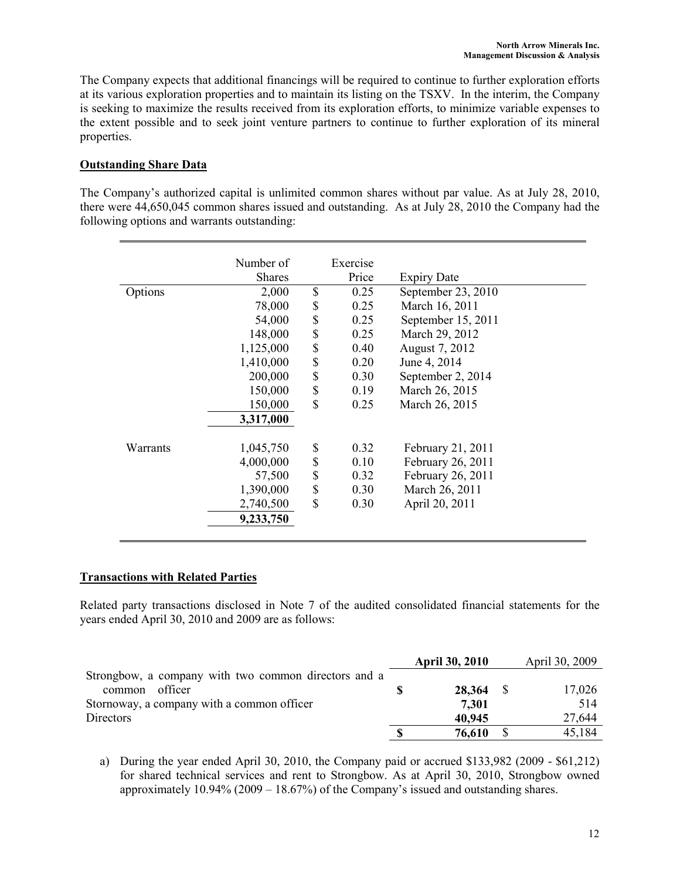The Company expects that additional financings will be required to continue to further exploration efforts at its various exploration properties and to maintain its listing on the TSXV. In the interim, the Company is seeking to maximize the results received from its exploration efforts, to minimize variable expenses to the extent possible and to seek joint venture partners to continue to further exploration of its mineral properties.

## Outstanding Share Data

The Company's authorized capital is unlimited common shares without par value. As at July 28, 2010, there were 44,650,045 common shares issued and outstanding. As at July 28, 2010 the Company had the following options and warrants outstanding:

| | Number of Shares | Exercise Price | Expiry Date |
|---|---|---|---|
| Options | 2,000 | $ 0.25 | September 23, 2010 |
| | 78,000 | $ 0.25 | March 16, 2011 |
| | 54,000 | $ 0.25 | September 15, 2011 |
| | 148,000 | $ 0.25 | March 29, 2012 |
| | 1,125,000 | $ 0.40 | August 7, 2012 |
| | 1,410,000 | $ 0.20 | June 4, 2014 |
| | 200,000 | $ 0.30 | September 2, 2014 |
| | 150,000 | $ 0.19 | March 26, 2015 |
| | 150,000 | $ 0.25 | March 26, 2015 |
| | **3,317,000** | | |
| Warrants | 1,045,750 | $ 0.32 | February 21, 2011 |
| | 4,000,000 | $ 0.10 | February 26, 2011 |
| | 57,500 | $ 0.32 | February 26, 2011 |
| | 1,390,000 | $ 0.30 | March 26, 2011 |
| | 2,740,500 | $ 0.30 | April 20, 2011 |
| | **9,233,750** | | |

## Transactions with Related Parties

Related party transactions disclosed in Note 7 of the audited consolidated financial statements for the years ended April 30, 2010 and 2009 are as follows:

| | **April 30, 2010** | April 30, 2009 |
|---|---|---|
| Strongbow, a company with two common directors and a common officer | **$ 28,364** | $ 17,026 |
| Stornoway, a company with a common officer | **7,301** | 514 |
| Directors | **40,945** | 27,644 |
| | **$ 76,610** | $ 45,184 |

a) During the year ended April 30, 2010, the Company paid or accrued $133,982 (2009 - $61,212) for shared technical services and rent to Strongbow. As at April 30, 2010, Strongbow owned approximately 10.94% (2009 – 18.67%) of the Company's issued and outstanding shares.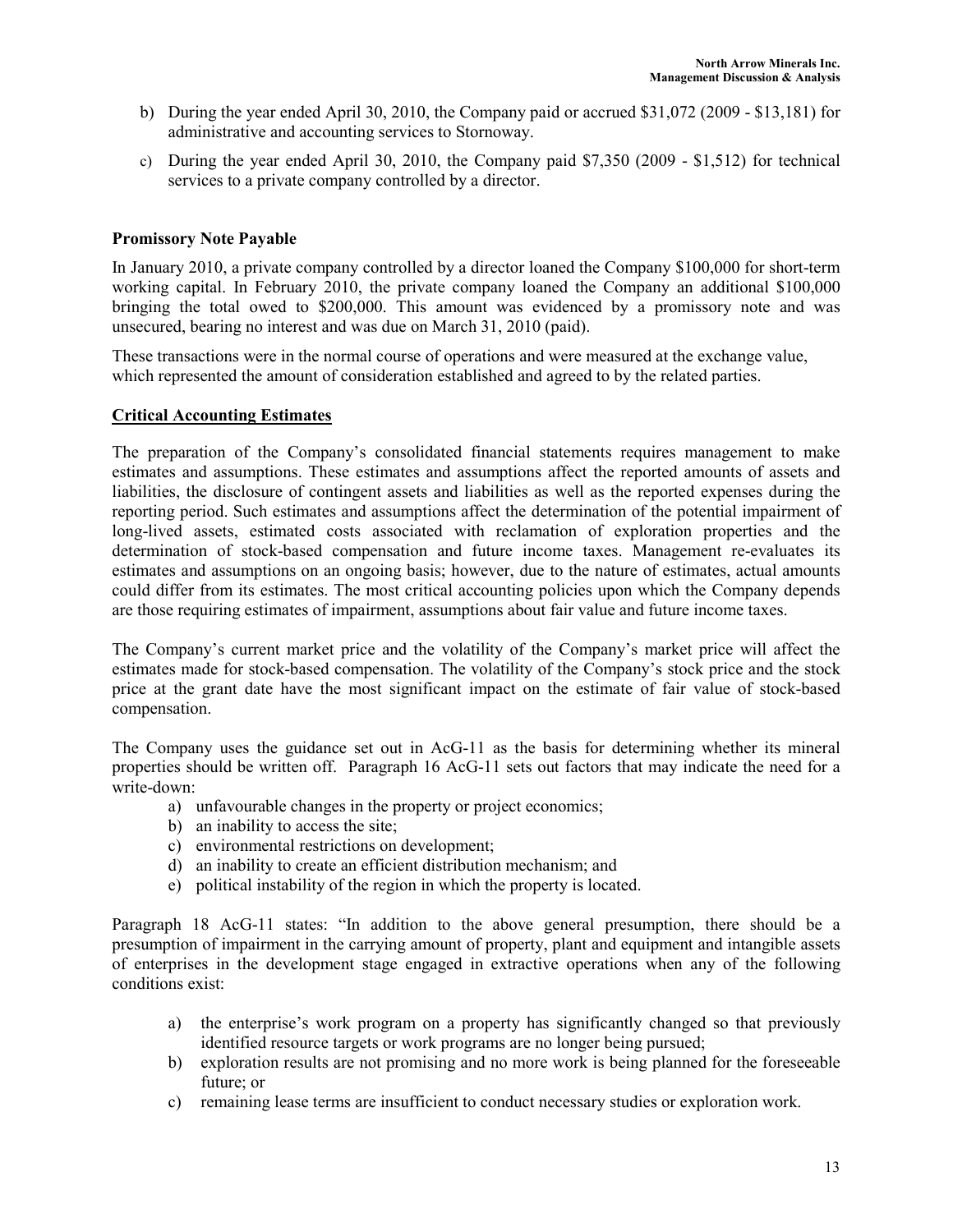b) During the year ended April 30, 2010, the Company paid or accrued $31,072 (2009 - $13,181) for administrative and accounting services to Stornoway.

c) During the year ended April 30, 2010, the Company paid $7,350 (2009 - $1,512) for technical services to a private company controlled by a director.

**Promissory Note Payable**

In January 2010, a private company controlled by a director loaned the Company $100,000 for short-term working capital. In February 2010, the private company loaned the Company an additional $100,000 bringing the total owed to $200,000. This amount was evidenced by a promissory note and was unsecured, bearing no interest and was due on March 31, 2010 (paid).

These transactions were in the normal course of operations and were measured at the exchange value, which represented the amount of consideration established and agreed to by the related parties.

## Critical Accounting Estimates

The preparation of the Company's consolidated financial statements requires management to make estimates and assumptions. These estimates and assumptions affect the reported amounts of assets and liabilities, the disclosure of contingent assets and liabilities as well as the reported expenses during the reporting period. Such estimates and assumptions affect the determination of the potential impairment of long-lived assets, estimated costs associated with reclamation of exploration properties and the determination of stock-based compensation and future income taxes. Management re-evaluates its estimates and assumptions on an ongoing basis; however, due to the nature of estimates, actual amounts could differ from its estimates. The most critical accounting policies upon which the Company depends are those requiring estimates of impairment, assumptions about fair value and future income taxes.

The Company's current market price and the volatility of the Company's market price will affect the estimates made for stock-based compensation. The volatility of the Company's stock price and the stock price at the grant date have the most significant impact on the estimate of fair value of stock-based compensation.

The Company uses the guidance set out in AcG-11 as the basis for determining whether its mineral properties should be written off. Paragraph 16 AcG-11 sets out factors that may indicate the need for a write-down:

a) unfavourable changes in the property or project economics;
b) an inability to access the site;
c) environmental restrictions on development;
d) an inability to create an efficient distribution mechanism; and
e) political instability of the region in which the property is located.

Paragraph 18 AcG-11 states: "In addition to the above general presumption, there should be a presumption of impairment in the carrying amount of property, plant and equipment and intangible assets of enterprises in the development stage engaged in extractive operations when any of the following conditions exist:

a) the enterprise's work program on a property has significantly changed so that previously identified resource targets or work programs are no longer being pursued;
b) exploration results are not promising and no more work is being planned for the foreseeable future; or
c) remaining lease terms are insufficient to conduct necessary studies or exploration work.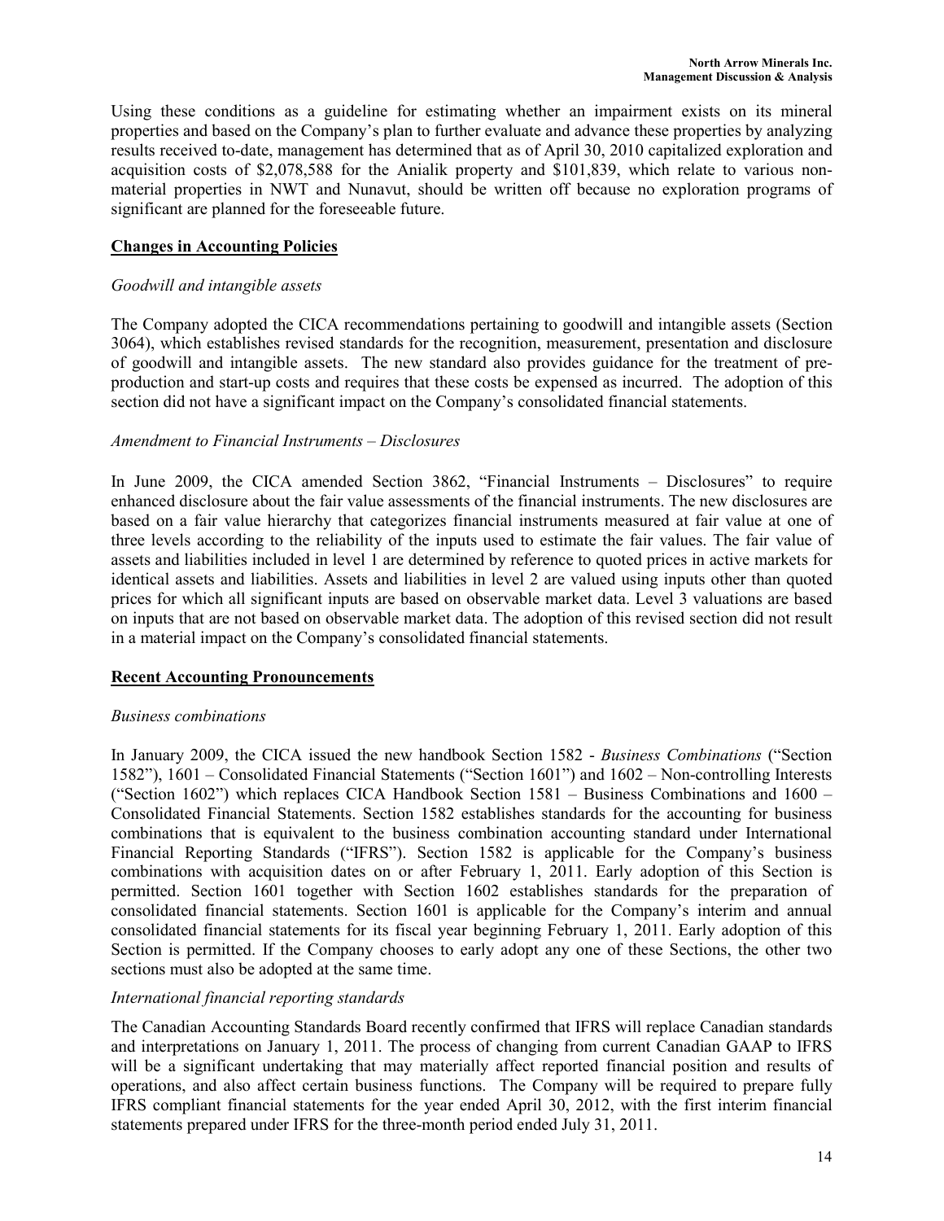Using these conditions as a guideline for estimating whether an impairment exists on its mineral properties and based on the Company's plan to further evaluate and advance these properties by analyzing results received to-date, management has determined that as of April 30, 2010 capitalized exploration and acquisition costs of $2,078,588 for the Anialik property and $101,839, which relate to various non-material properties in NWT and Nunavut, should be written off because no exploration programs of significant are planned for the foreseeable future.

## Changes in Accounting Policies

### *Goodwill and intangible assets*

The Company adopted the CICA recommendations pertaining to goodwill and intangible assets (Section 3064), which establishes revised standards for the recognition, measurement, presentation and disclosure of goodwill and intangible assets. The new standard also provides guidance for the treatment of pre-production and start-up costs and requires that these costs be expensed as incurred. The adoption of this section did not have a significant impact on the Company's consolidated financial statements.

### *Amendment to Financial Instruments – Disclosures*

In June 2009, the CICA amended Section 3862, "Financial Instruments – Disclosures" to require enhanced disclosure about the fair value assessments of the financial instruments. The new disclosures are based on a fair value hierarchy that categorizes financial instruments measured at fair value at one of three levels according to the reliability of the inputs used to estimate the fair values. The fair value of assets and liabilities included in level 1 are determined by reference to quoted prices in active markets for identical assets and liabilities. Assets and liabilities in level 2 are valued using inputs other than quoted prices for which all significant inputs are based on observable market data. Level 3 valuations are based on inputs that are not based on observable market data. The adoption of this revised section did not result in a material impact on the Company's consolidated financial statements.

## Recent Accounting Pronouncements

### *Business combinations*

In January 2009, the CICA issued the new handbook Section 1582 - *Business Combinations* ("Section 1582"), 1601 – Consolidated Financial Statements ("Section 1601") and 1602 – Non-controlling Interests ("Section 1602") which replaces CICA Handbook Section 1581 – Business Combinations and 1600 – Consolidated Financial Statements. Section 1582 establishes standards for the accounting for business combinations that is equivalent to the business combination accounting standard under International Financial Reporting Standards ("IFRS"). Section 1582 is applicable for the Company's business combinations with acquisition dates on or after February 1, 2011. Early adoption of this Section is permitted. Section 1601 together with Section 1602 establishes standards for the preparation of consolidated financial statements. Section 1601 is applicable for the Company's interim and annual consolidated financial statements for its fiscal year beginning February 1, 2011. Early adoption of this Section is permitted. If the Company chooses to early adopt any one of these Sections, the other two sections must also be adopted at the same time.

### *International financial reporting standards*

The Canadian Accounting Standards Board recently confirmed that IFRS will replace Canadian standards and interpretations on January 1, 2011. The process of changing from current Canadian GAAP to IFRS will be a significant undertaking that may materially affect reported financial position and results of operations, and also affect certain business functions. The Company will be required to prepare fully IFRS compliant financial statements for the year ended April 30, 2012, with the first interim financial statements prepared under IFRS for the three-month period ended July 31, 2011.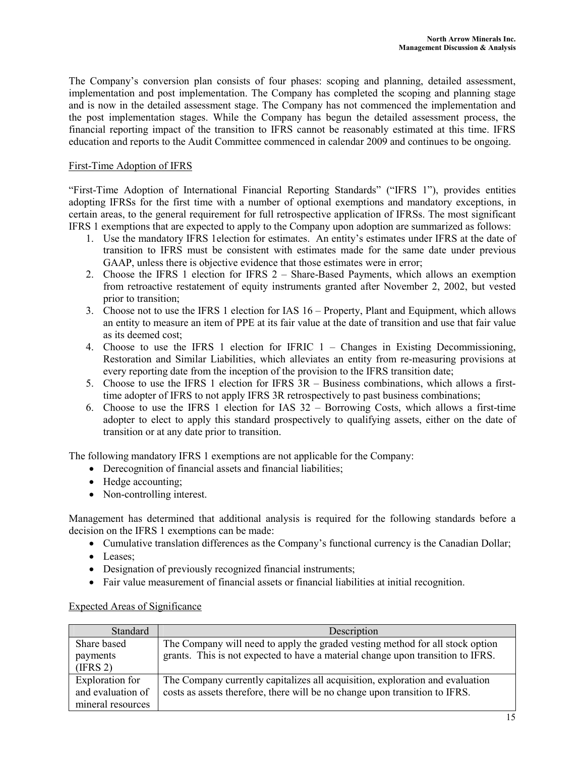The Company's conversion plan consists of four phases: scoping and planning, detailed assessment, implementation and post implementation. The Company has completed the scoping and planning stage and is now in the detailed assessment stage. The Company has not commenced the implementation and the post implementation stages. While the Company has begun the detailed assessment process, the financial reporting impact of the transition to IFRS cannot be reasonably estimated at this time. IFRS education and reports to the Audit Committee commenced in calendar 2009 and continues to be ongoing.

First-Time Adoption of IFRS

"First-Time Adoption of International Financial Reporting Standards" ("IFRS 1"), provides entities adopting IFRSs for the first time with a number of optional exemptions and mandatory exceptions, in certain areas, to the general requirement for full retrospective application of IFRSs. The most significant IFRS 1 exemptions that are expected to apply to the Company upon adoption are summarized as follows:

1. Use the mandatory IFRS 1election for estimates. An entity's estimates under IFRS at the date of transition to IFRS must be consistent with estimates made for the same date under previous GAAP, unless there is objective evidence that those estimates were in error;
2. Choose the IFRS 1 election for IFRS 2 – Share-Based Payments, which allows an exemption from retroactive restatement of equity instruments granted after November 2, 2002, but vested prior to transition;
3. Choose not to use the IFRS 1 election for IAS 16 – Property, Plant and Equipment, which allows an entity to measure an item of PPE at its fair value at the date of transition and use that fair value as its deemed cost;
4. Choose to use the IFRS 1 election for IFRIC 1 – Changes in Existing Decommissioning, Restoration and Similar Liabilities, which alleviates an entity from re-measuring provisions at every reporting date from the inception of the provision to the IFRS transition date;
5. Choose to use the IFRS 1 election for IFRS 3R – Business combinations, which allows a first-time adopter of IFRS to not apply IFRS 3R retrospectively to past business combinations;
6. Choose to use the IFRS 1 election for IAS 32 – Borrowing Costs, which allows a first-time adopter to elect to apply this standard prospectively to qualifying assets, either on the date of transition or at any date prior to transition.

The following mandatory IFRS 1 exemptions are not applicable for the Company:

- Derecognition of financial assets and financial liabilities;
- Hedge accounting;
- Non-controlling interest.

Management has determined that additional analysis is required for the following standards before a decision on the IFRS 1 exemptions can be made:

- Cumulative translation differences as the Company's functional currency is the Canadian Dollar;
- Leases;
- Designation of previously recognized financial instruments;
- Fair value measurement of financial assets or financial liabilities at initial recognition.

Expected Areas of Significance

| Standard | Description |
|---|---|
| Share based payments (IFRS 2) | The Company will need to apply the graded vesting method for all stock option grants. This is not expected to have a material change upon transition to IFRS. |
| Exploration for and evaluation of mineral resources | The Company currently capitalizes all acquisition, exploration and evaluation costs as assets therefore, there will be no change upon transition to IFRS. |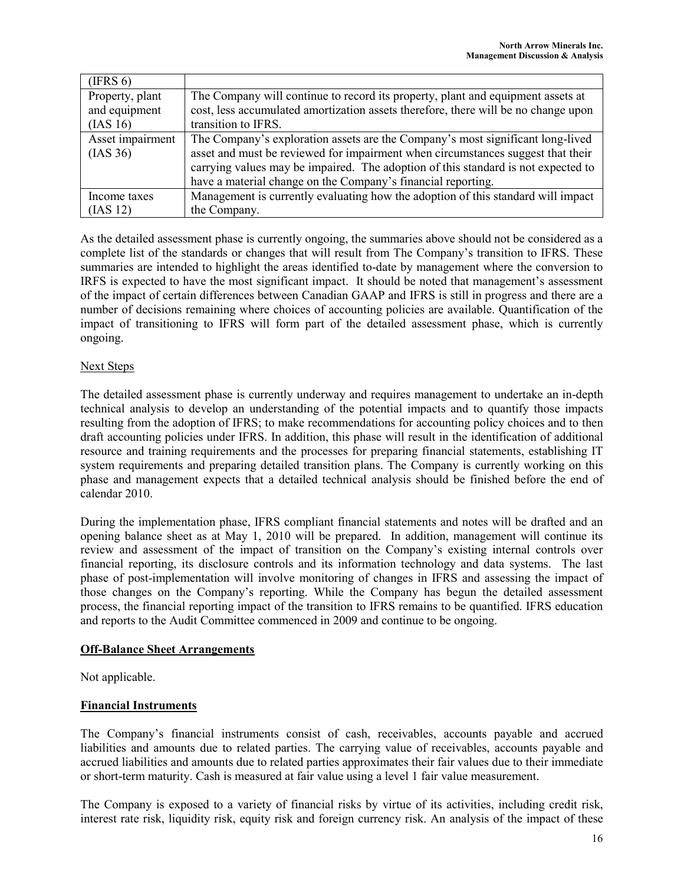| (IFRS 6) | |
|---|---|
| Property, plant and equipment (IAS 16) | The Company will continue to record its property, plant and equipment assets at cost, less accumulated amortization assets therefore, there will be no change upon transition to IFRS. |
| Asset impairment (IAS 36) | The Company's exploration assets are the Company's most significant long-lived asset and must be reviewed for impairment when circumstances suggest that their carrying values may be impaired. The adoption of this standard is not expected to have a material change on the Company's financial reporting. |
| Income taxes (IAS 12) | Management is currently evaluating how the adoption of this standard will impact the Company. |

As the detailed assessment phase is currently ongoing, the summaries above should not be considered as a complete list of the standards or changes that will result from The Company's transition to IFRS. These summaries are intended to highlight the areas identified to-date by management where the conversion to IRFS is expected to have the most significant impact. It should be noted that management's assessment of the impact of certain differences between Canadian GAAP and IFRS is still in progress and there are a number of decisions remaining where choices of accounting policies are available. Quantification of the impact of transitioning to IFRS will form part of the detailed assessment phase, which is currently ongoing.

Next Steps

The detailed assessment phase is currently underway and requires management to undertake an in-depth technical analysis to develop an understanding of the potential impacts and to quantify those impacts resulting from the adoption of IFRS; to make recommendations for accounting policy choices and to then draft accounting policies under IFRS. In addition, this phase will result in the identification of additional resource and training requirements and the processes for preparing financial statements, establishing IT system requirements and preparing detailed transition plans. The Company is currently working on this phase and management expects that a detailed technical analysis should be finished before the end of calendar 2010.

During the implementation phase, IFRS compliant financial statements and notes will be drafted and an opening balance sheet as at May 1, 2010 will be prepared. In addition, management will continue its review and assessment of the impact of transition on the Company's existing internal controls over financial reporting, its disclosure controls and its information technology and data systems. The last phase of post-implementation will involve monitoring of changes in IFRS and assessing the impact of those changes on the Company's reporting. While the Company has begun the detailed assessment process, the financial reporting impact of the transition to IFRS remains to be quantified. IFRS education and reports to the Audit Committee commenced in 2009 and continue to be ongoing.

**Off-Balance Sheet Arrangements**

Not applicable.

**Financial Instruments**

The Company's financial instruments consist of cash, receivables, accounts payable and accrued liabilities and amounts due to related parties. The carrying value of receivables, accounts payable and accrued liabilities and amounts due to related parties approximates their fair values due to their immediate or short-term maturity. Cash is measured at fair value using a level 1 fair value measurement.

The Company is exposed to a variety of financial risks by virtue of its activities, including credit risk, interest rate risk, liquidity risk, equity risk and foreign currency risk. An analysis of the impact of these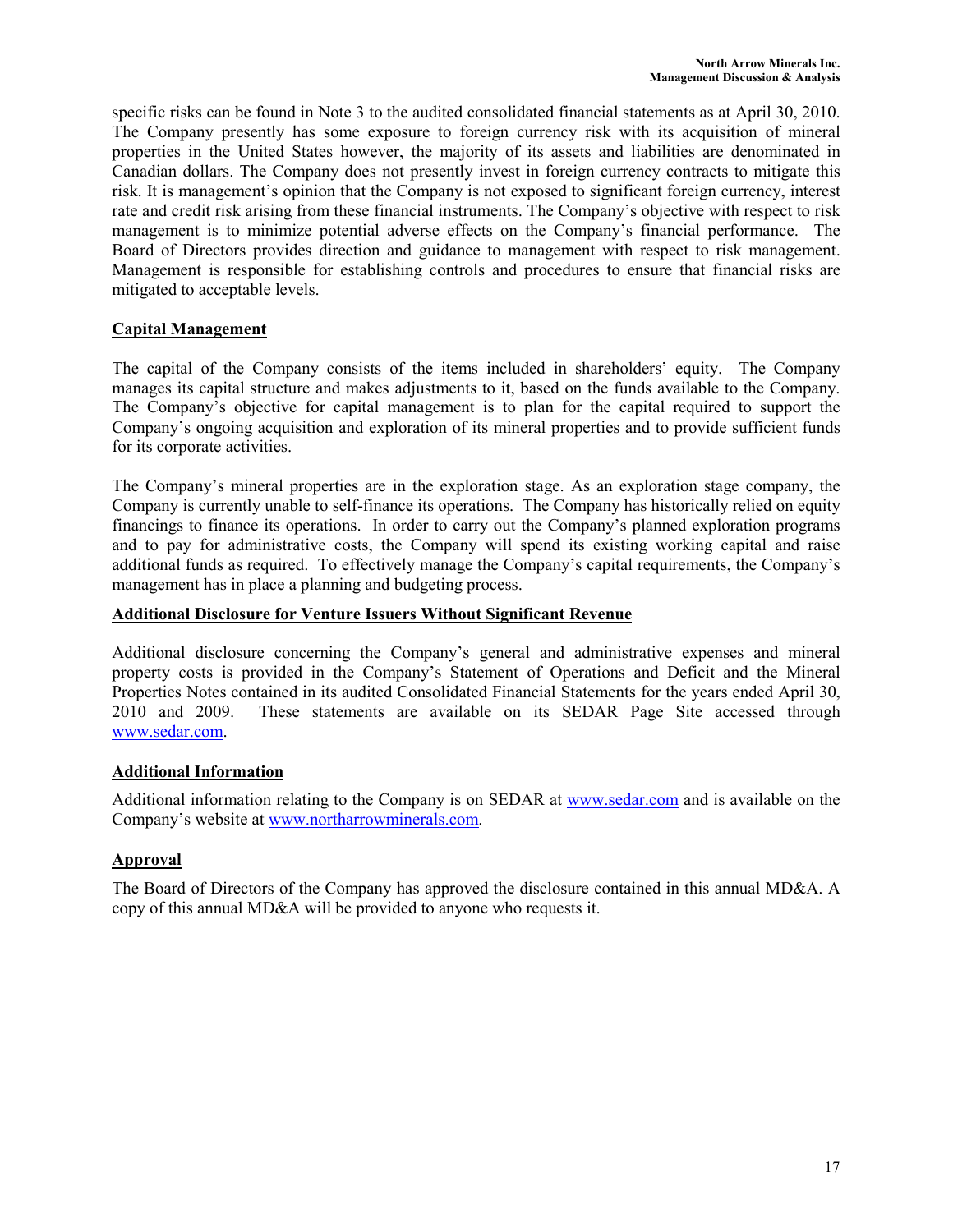specific risks can be found in Note 3 to the audited consolidated financial statements as at April 30, 2010. The Company presently has some exposure to foreign currency risk with its acquisition of mineral properties in the United States however, the majority of its assets and liabilities are denominated in Canadian dollars. The Company does not presently invest in foreign currency contracts to mitigate this risk. It is management's opinion that the Company is not exposed to significant foreign currency, interest rate and credit risk arising from these financial instruments. The Company's objective with respect to risk management is to minimize potential adverse effects on the Company's financial performance. The Board of Directors provides direction and guidance to management with respect to risk management. Management is responsible for establishing controls and procedures to ensure that financial risks are mitigated to acceptable levels.

## Capital Management

The capital of the Company consists of the items included in shareholders' equity. The Company manages its capital structure and makes adjustments to it, based on the funds available to the Company. The Company's objective for capital management is to plan for the capital required to support the Company's ongoing acquisition and exploration of its mineral properties and to provide sufficient funds for its corporate activities.

The Company's mineral properties are in the exploration stage. As an exploration stage company, the Company is currently unable to self-finance its operations. The Company has historically relied on equity financings to finance its operations. In order to carry out the Company's planned exploration programs and to pay for administrative costs, the Company will spend its existing working capital and raise additional funds as required. To effectively manage the Company's capital requirements, the Company's management has in place a planning and budgeting process.

## Additional Disclosure for Venture Issuers Without Significant Revenue

Additional disclosure concerning the Company's general and administrative expenses and mineral property costs is provided in the Company's Statement of Operations and Deficit and the Mineral Properties Notes contained in its audited Consolidated Financial Statements for the years ended April 30, 2010 and 2009. These statements are available on its SEDAR Page Site accessed through www.sedar.com.

## Additional Information

Additional information relating to the Company is on SEDAR at www.sedar.com and is available on the Company's website at www.northarrowminerals.com.

## Approval

The Board of Directors of the Company has approved the disclosure contained in this annual MD&A. A copy of this annual MD&A will be provided to anyone who requests it.